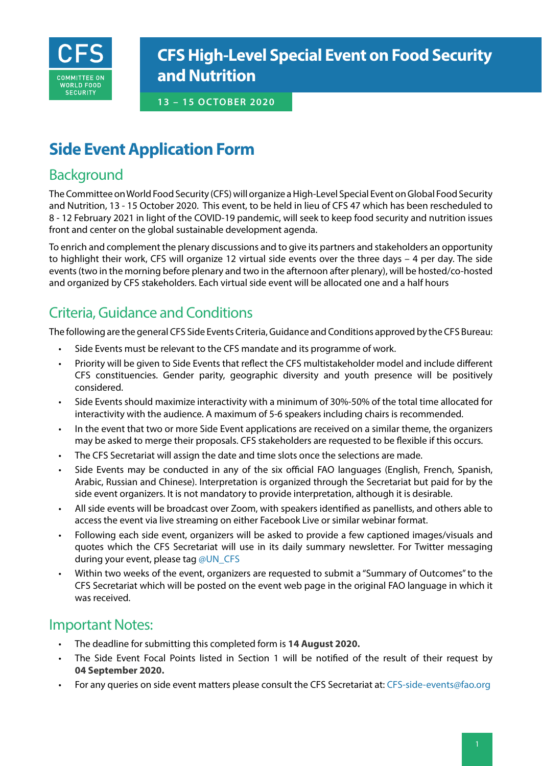CFS

COMMITTEE ON WORLD FOOD SECURITY

# CFS High-Level Special Event on Food Security and Nutrition

**13 – 15 OCTOBER 2020**

# Side Event Application Form

## Background

The Committee on World Food Security (CFS) will organize a High-Level Special Event on Global Food Security and Nutrition, 13 - 15 October 2020. This event, to be held in lieu of CFS 47 which has been rescheduled to 8 - 12 February 2021 in light of the COVID-19 pandemic, will seek to keep food security and nutrition issues front and center on the global sustainable development agenda.

To enrich and complement the plenary discussions and to give its partners and stakeholders an opportunity to highlight their work, CFS will organize 12 virtual side events over the three days – 4 per day. The side events (two in the morning before plenary and two in the afternoon after plenary), will be hosted/co-hosted and organized by CFS stakeholders. Each virtual side event will be allocated one and a half hours

## Criteria, Guidance and Conditions

The following are the general CFS Side Events Criteria, Guidance and Conditions approved by the CFS Bureau:

- Side Events must be relevant to the CFS mandate and its programme of work.
- Priority will be given to Side Events that reflect the CFS multistakeholder model and include different CFS constituencies. Gender parity, geographic diversity and youth presence will be positively considered.
- Side Events should maximize interactivity with a minimum of 30%-50% of the total time allocated for interactivity with the audience. A maximum of 5-6 speakers including chairs is recommended.
- In the event that two or more Side Event applications are received on a similar theme, the organizers may be asked to merge their proposals. CFS stakeholders are requested to be flexible if this occurs.
- The CFS Secretariat will assign the date and time slots once the selections are made.
- Side Events may be conducted in any of the six official FAO languages (English, French, Spanish, Arabic, Russian and Chinese). Interpretation is organized through the Secretariat but paid for by the side event organizers. It is not mandatory to provide interpretation, although it is desirable.
- All side events will be broadcast over Zoom, with speakers identified as panellists, and others able to access the event via live streaming on either Facebook Live or similar webinar format.
- Following each side event, organizers will be asked to provide a few captioned images/visuals and quotes which the CFS Secretariat will use in its daily summary newsletter. For Twitter messaging during your event, please tag @UN_CFS
- Within two weeks of the event, organizers are requested to submit a "Summary of Outcomes" to the CFS Secretariat which will be posted on the event web page in the original FAO language in which it was received.

## Important Notes:

- The deadline for submitting this completed form is **14 August 2020.**
- The Side Event Focal Points listed in Section 1 will be notified of the result of their request by **04 September 2020.**
- For any queries on side event matters please consult the CFS Secretariat at: CFS-side-events@fao.org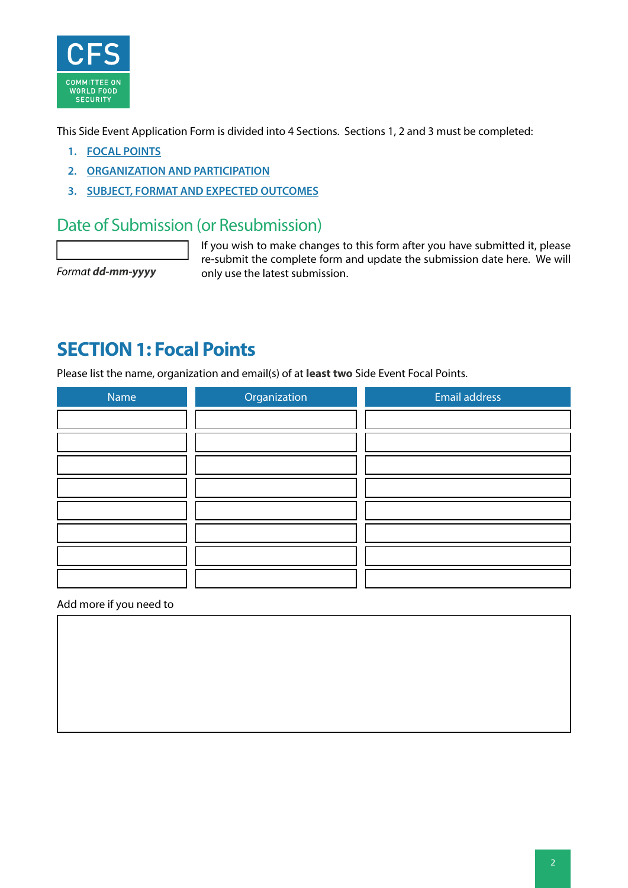CFS

COMMITTEE ON WORLD FOOD SECURITY

This Side Event Application Form is divided into 4 Sections. Sections 1, 2 and 3 must be completed:

1. FOCAL POINTS
2. ORGANIZATION AND PARTICIPATION
3. SUBJECT, FORMAT AND EXPECTED OUTCOMES

## Date of Submission (or Resubmission)

*Format **dd-mm-yyyy***

If you wish to make changes to this form after you have submitted it, please re-submit the complete form and update the submission date here. We will only use the latest submission.

# SECTION 1: Focal Points

Please list the name, organization and email(s) of at **least two** Side Event Focal Points.

| Name | Organization | Email address |
| --- | --- | --- |
| | | |
| | | |
| | | |
| | | |
| | | |
| | | |
| | | |
| | | |

Add more if you need to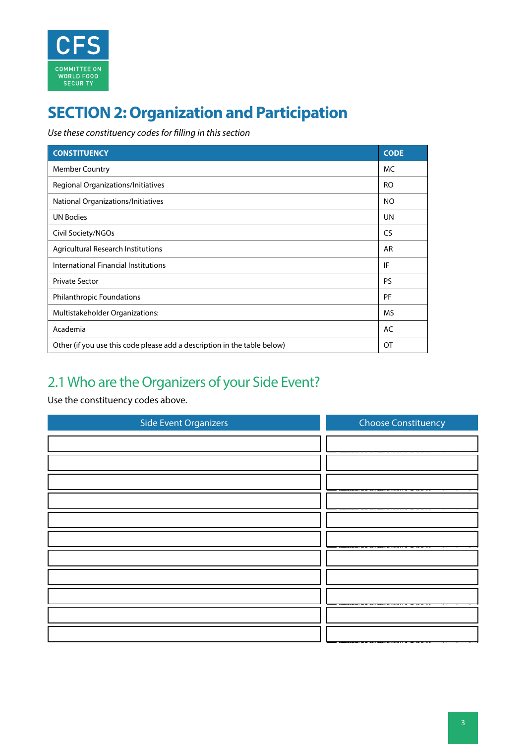# SECTION 2: Organization and Participation

*Use these constituency codes for filling in this section*

| CONSTITUENCY | CODE |
|---|---|
| Member Country | MC |
| Regional Organizations/Initiatives | RO |
| National Organizations/Initiatives | NO |
| UN Bodies | UN |
| Civil Society/NGOs | CS |
| Agricultural Research Institutions | AR |
| International Financial Institutions | IF |
| Private Sector | PS |
| Philanthropic Foundations | PF |
| Multistakeholder Organizations: | MS |
| Academia | AC |
| Other (if you use this code please add a description in the table below) | OT |

## 2.1 Who are the Organizers of your Side Event?

Use the constituency codes above.

| Side Event Organizers | Choose Constituency |
|---|---|
| | |
| | |
| | |
| | |
| | |
| | |
| | |
| | |
| | |
| | |
| | |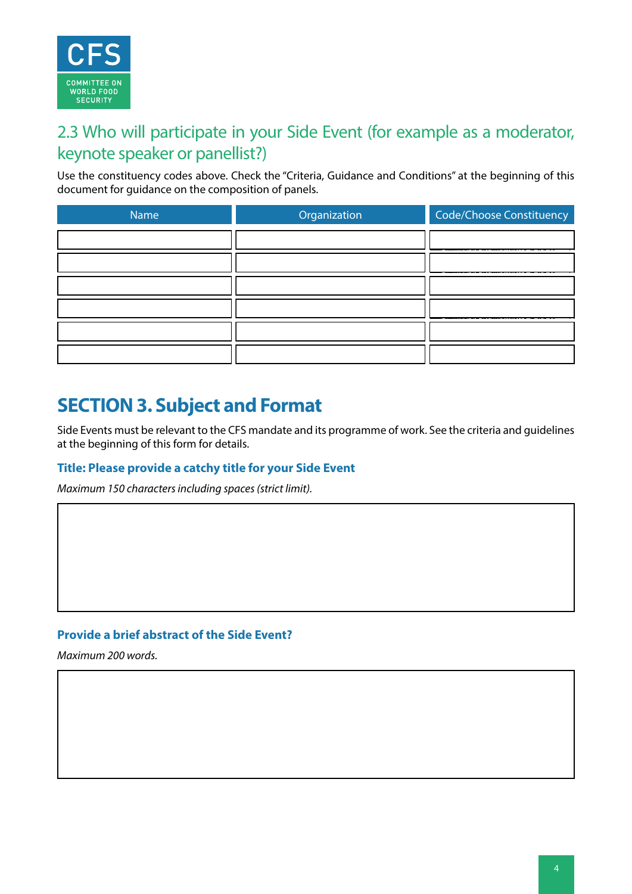## 2.3 Who will participate in your Side Event (for example as a moderator, keynote speaker or panellist?)

Use the constituency codes above. Check the "Criteria, Guidance and Conditions" at the beginning of this document for guidance on the composition of panels.

| Name | Organization | Code/Choose Constituency |
|---|---|---|
| | | |
| | | |
| | | |
| | | |
| | | |
| | | |

# SECTION 3. Subject and Format

Side Events must be relevant to the CFS mandate and its programme of work. See the criteria and guidelines at the beginning of this form for details.

### Title: Please provide a catchy title for your Side Event

*Maximum 150 characters including spaces (strict limit).*

### Provide a brief abstract of the Side Event?

*Maximum 200 words.*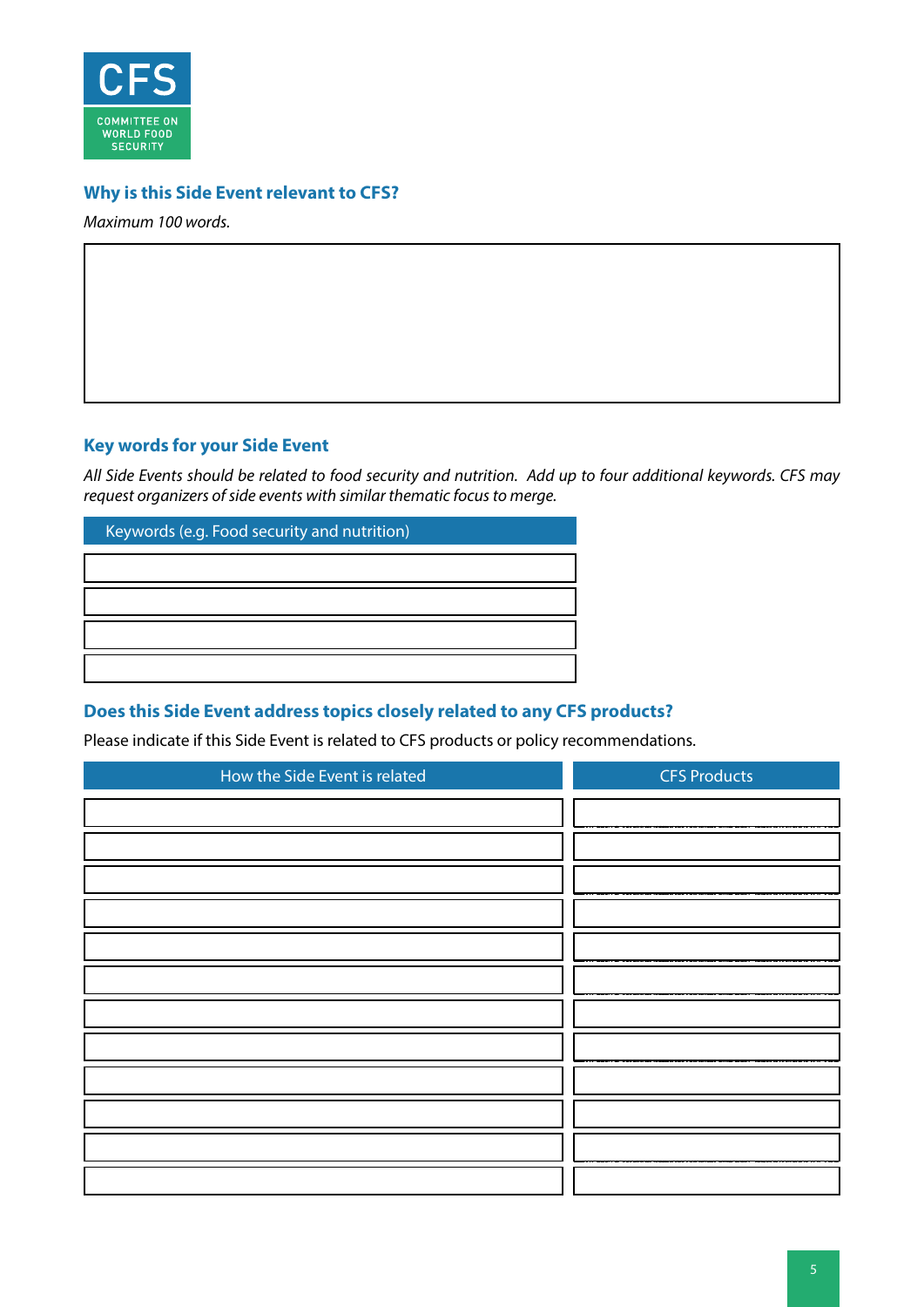CFS

COMMITTEE ON WORLD FOOD SECURITY

### Why is this Side Event relevant to CFS?

*Maximum 100 words.*

### Key words for your Side Event

*All Side Events should be related to food security and nutrition. Add up to four additional keywords. CFS may request organizers of side events with similar thematic focus to merge.*

| Keywords (e.g. Food security and nutrition) |
|---|
| |
| |
| |
| |

### Does this Side Event address topics closely related to any CFS products?

Please indicate if this Side Event is related to CFS products or policy recommendations.

| How the Side Event is related | CFS Products |
|---|---|
| | |
| | |
| | |
| | |
| | |
| | |
| | |
| | |
| | |
| | |
| | |
| | |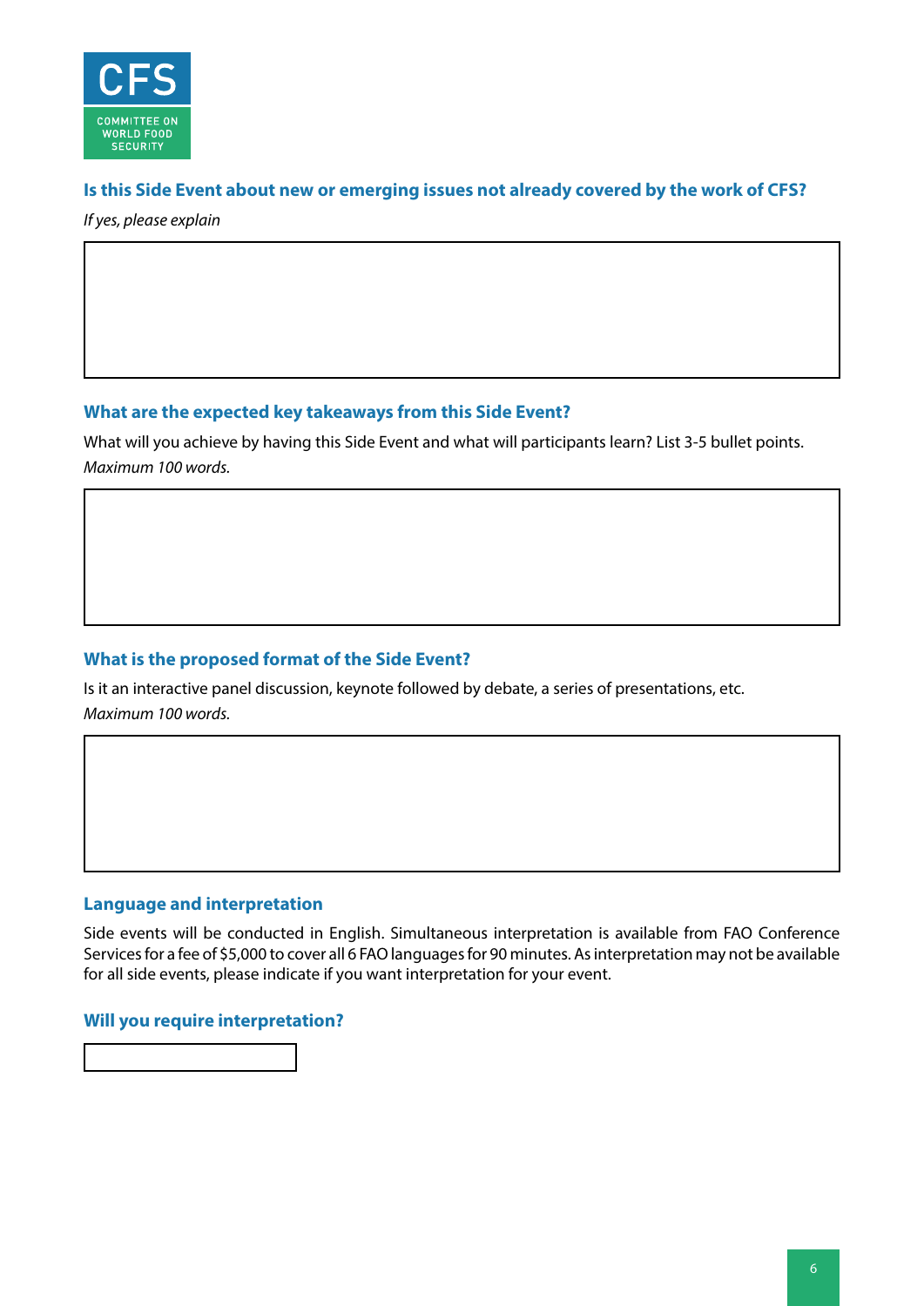### Is this Side Event about new or emerging issues not already covered by the work of CFS?

*If yes, please explain*

### What are the expected key takeaways from this Side Event?

What will you achieve by having this Side Event and what will participants learn? List 3-5 bullet points.
*Maximum 100 words.*

### What is the proposed format of the Side Event?

Is it an interactive panel discussion, keynote followed by debate, a series of presentations, etc.
*Maximum 100 words.*

### Language and interpretation

Side events will be conducted in English. Simultaneous interpretation is available from FAO Conference Services for a fee of $5,000 to cover all 6 FAO languages for 90 minutes. As interpretation may not be available for all side events, please indicate if you want interpretation for your event.

### Will you require interpretation?